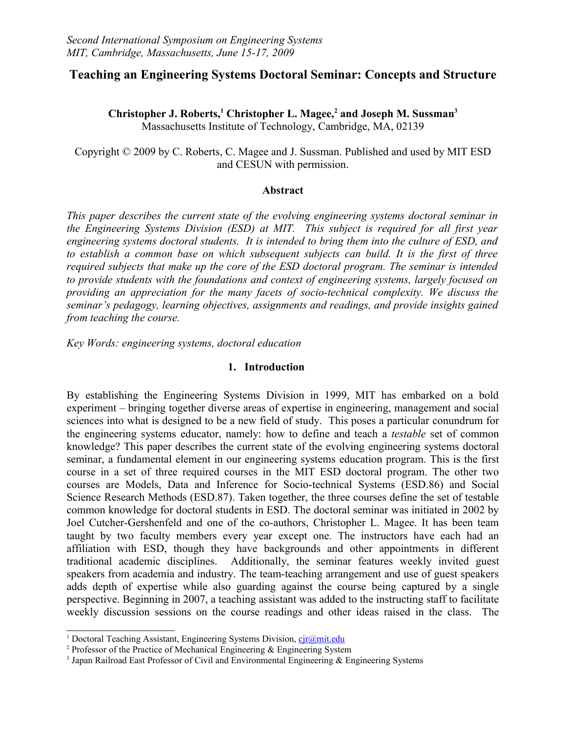*Second International Symposium on Engineering Systems*
*MIT, Cambridge, Massachusetts, June 15-17, 2009*

# Teaching an Engineering Systems Doctoral Seminar: Concepts and Structure

**Christopher J. Roberts,[1] Christopher L. Magee,[2] and Joseph M. Sussman[3]**
Massachusetts Institute of Technology, Cambridge, MA, 02139

Copyright © 2009 by C. Roberts, C. Magee and J. Sussman. Published and used by MIT ESD and CESUN with permission.

### Abstract

*This paper describes the current state of the evolving engineering systems doctoral seminar in the Engineering Systems Division (ESD) at MIT. This subject is required for all first year engineering systems doctoral students. It is intended to bring them into the culture of ESD, and to establish a common base on which subsequent subjects can build. It is the first of three required subjects that make up the core of the ESD doctoral program. The seminar is intended to provide students with the foundations and context of engineering systems, largely focused on providing an appreciation for the many facets of socio-technical complexity. We discuss the seminar's pedagogy, learning objectives, assignments and readings, and provide insights gained from teaching the course.*

*Key Words: engineering systems, doctoral education*

## 1. Introduction

By establishing the Engineering Systems Division in 1999, MIT has embarked on a bold experiment – bringing together diverse areas of expertise in engineering, management and social sciences into what is designed to be a new field of study. This poses a particular conundrum for the engineering systems educator, namely: how to define and teach a *testable* set of common knowledge? This paper describes the current state of the evolving engineering systems doctoral seminar, a fundamental element in our engineering systems education program. This is the first course in a set of three required courses in the MIT ESD doctoral program. The other two courses are Models, Data and Inference for Socio-technical Systems (ESD.86) and Social Science Research Methods (ESD.87). Taken together, the three courses define the set of testable common knowledge for doctoral students in ESD. The doctoral seminar was initiated in 2002 by Joel Cutcher-Gershenfeld and one of the co-authors, Christopher L. Magee. It has been team taught by two faculty members every year except one. The instructors have each had an affiliation with ESD, though they have backgrounds and other appointments in different traditional academic disciplines. Additionally, the seminar features weekly invited guest speakers from academia and industry. The team-teaching arrangement and use of guest speakers adds depth of expertise while also guarding against the course being captured by a single perspective. Beginning in 2007, a teaching assistant was added to the instructing staff to facilitate weekly discussion sessions on the course readings and other ideas raised in the class. The

[1] Doctoral Teaching Assistant, Engineering Systems Division, cjr@mit.edu
[2] Professor of the Practice of Mechanical Engineering & Engineering System
[3] Japan Railroad East Professor of Civil and Environmental Engineering & Engineering Systems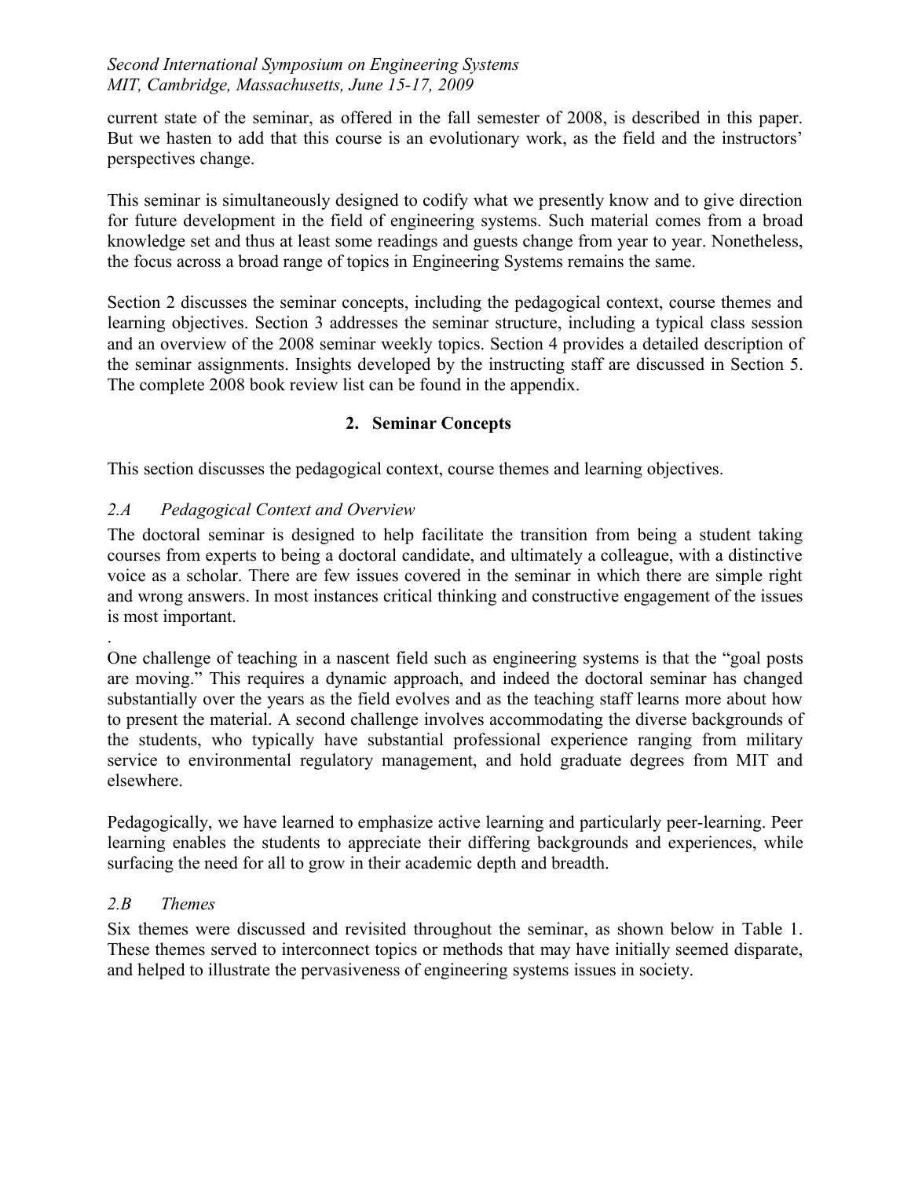current state of the seminar, as offered in the fall semester of 2008, is described in this paper. But we hasten to add that this course is an evolutionary work, as the field and the instructors' perspectives change.

This seminar is simultaneously designed to codify what we presently know and to give direction for future development in the field of engineering systems. Such material comes from a broad knowledge set and thus at least some readings and guests change from year to year. Nonetheless, the focus across a broad range of topics in Engineering Systems remains the same.

Section 2 discusses the seminar concepts, including the pedagogical context, course themes and learning objectives. Section 3 addresses the seminar structure, including a typical class session and an overview of the 2008 seminar weekly topics. Section 4 provides a detailed description of the seminar assignments. Insights developed by the instructing staff are discussed in Section 5. The complete 2008 book review list can be found in the appendix.

## 2. Seminar Concepts

This section discusses the pedagogical context, course themes and learning objectives.

### *2.A Pedagogical Context and Overview*

The doctoral seminar is designed to help facilitate the transition from being a student taking courses from experts to being a doctoral candidate, and ultimately a colleague, with a distinctive voice as a scholar. There are few issues covered in the seminar in which there are simple right and wrong answers. In most instances critical thinking and constructive engagement of the issues is most important.

.

One challenge of teaching in a nascent field such as engineering systems is that the "goal posts are moving." This requires a dynamic approach, and indeed the doctoral seminar has changed substantially over the years as the field evolves and as the teaching staff learns more about how to present the material. A second challenge involves accommodating the diverse backgrounds of the students, who typically have substantial professional experience ranging from military service to environmental regulatory management, and hold graduate degrees from MIT and elsewhere.

Pedagogically, we have learned to emphasize active learning and particularly peer-learning. Peer learning enables the students to appreciate their differing backgrounds and experiences, while surfacing the need for all to grow in their academic depth and breadth.

### *2.B Themes*

Six themes were discussed and revisited throughout the seminar, as shown below in Table 1. These themes served to interconnect topics or methods that may have initially seemed disparate, and helped to illustrate the pervasiveness of engineering systems issues in society.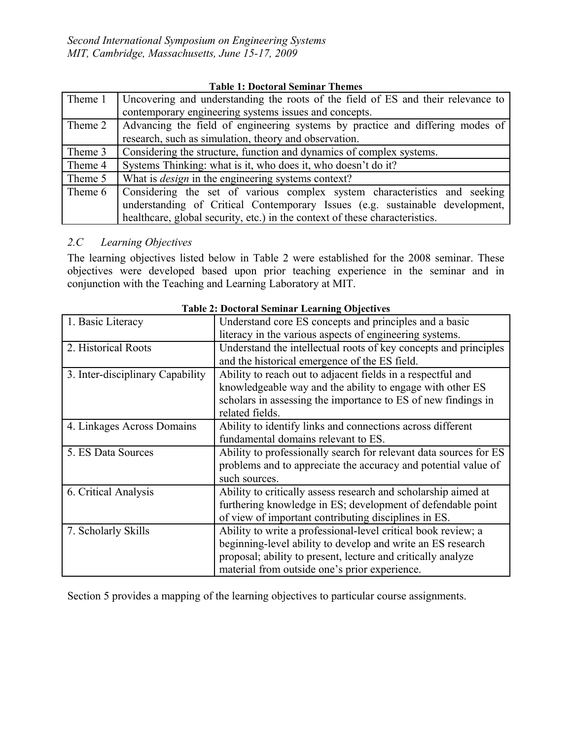**Table 1: Doctoral Seminar Themes**

| | |
|---|---|
| Theme 1 | Uncovering and understanding the roots of the field of ES and their relevance to contemporary engineering systems issues and concepts. |
| Theme 2 | Advancing the field of engineering systems by practice and differing modes of research, such as simulation, theory and observation. |
| Theme 3 | Considering the structure, function and dynamics of complex systems. |
| Theme 4 | Systems Thinking: what is it, who does it, who doesn't do it? |
| Theme 5 | What is *design* in the engineering systems context? |
| Theme 6 | Considering the set of various complex system characteristics and seeking understanding of Critical Contemporary Issues (e.g. sustainable development, healthcare, global security, etc.) in the context of these characteristics. |

### *2.C Learning Objectives*

The learning objectives listed below in Table 2 were established for the 2008 seminar. These objectives were developed based upon prior teaching experience in the seminar and in conjunction with the Teaching and Learning Laboratory at MIT.

**Table 2: Doctoral Seminar Learning Objectives**

| | |
|---|---|
| 1. Basic Literacy | Understand core ES concepts and principles and a basic literacy in the various aspects of engineering systems. |
| 2. Historical Roots | Understand the intellectual roots of key concepts and principles and the historical emergence of the ES field. |
| 3. Inter-disciplinary Capability | Ability to reach out to adjacent fields in a respectful and knowledgeable way and the ability to engage with other ES scholars in assessing the importance to ES of new findings in related fields. |
| 4. Linkages Across Domains | Ability to identify links and connections across different fundamental domains relevant to ES. |
| 5. ES Data Sources | Ability to professionally search for relevant data sources for ES problems and to appreciate the accuracy and potential value of such sources. |
| 6. Critical Analysis | Ability to critically assess research and scholarship aimed at furthering knowledge in ES; development of defendable point of view of important contributing disciplines in ES. |
| 7. Scholarly Skills | Ability to write a professional-level critical book review; a beginning-level ability to develop and write an ES research proposal; ability to present, lecture and critically analyze material from outside one's prior experience. |

Section 5 provides a mapping of the learning objectives to particular course assignments.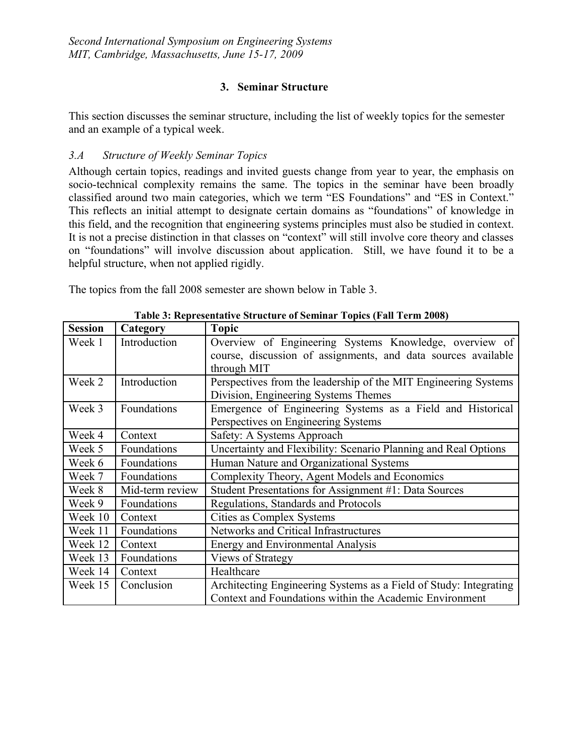## 3. Seminar Structure

This section discusses the seminar structure, including the list of weekly topics for the semester and an example of a typical week.

### *3.A Structure of Weekly Seminar Topics*

Although certain topics, readings and invited guests change from year to year, the emphasis on socio-technical complexity remains the same. The topics in the seminar have been broadly classified around two main categories, which we term "ES Foundations" and "ES in Context." This reflects an initial attempt to designate certain domains as "foundations" of knowledge in this field, and the recognition that engineering systems principles must also be studied in context. It is not a precise distinction in that classes on "context" will still involve core theory and classes on "foundations" will involve discussion about application. Still, we have found it to be a helpful structure, when not applied rigidly.

The topics from the fall 2008 semester are shown below in Table 3.

**Table 3: Representative Structure of Seminar Topics (Fall Term 2008)**

| Session | Category | Topic |
|---|---|---|
| Week 1 | Introduction | Overview of Engineering Systems Knowledge, overview of course, discussion of assignments, and data sources available through MIT |
| Week 2 | Introduction | Perspectives from the leadership of the MIT Engineering Systems Division, Engineering Systems Themes |
| Week 3 | Foundations | Emergence of Engineering Systems as a Field and Historical Perspectives on Engineering Systems |
| Week 4 | Context | Safety: A Systems Approach |
| Week 5 | Foundations | Uncertainty and Flexibility: Scenario Planning and Real Options |
| Week 6 | Foundations | Human Nature and Organizational Systems |
| Week 7 | Foundations | Complexity Theory, Agent Models and Economics |
| Week 8 | Mid-term review | Student Presentations for Assignment #1: Data Sources |
| Week 9 | Foundations | Regulations, Standards and Protocols |
| Week 10 | Context | Cities as Complex Systems |
| Week 11 | Foundations | Networks and Critical Infrastructures |
| Week 12 | Context | Energy and Environmental Analysis |
| Week 13 | Foundations | Views of Strategy |
| Week 14 | Context | Healthcare |
| Week 15 | Conclusion | Architecting Engineering Systems as a Field of Study: Integrating Context and Foundations within the Academic Environment |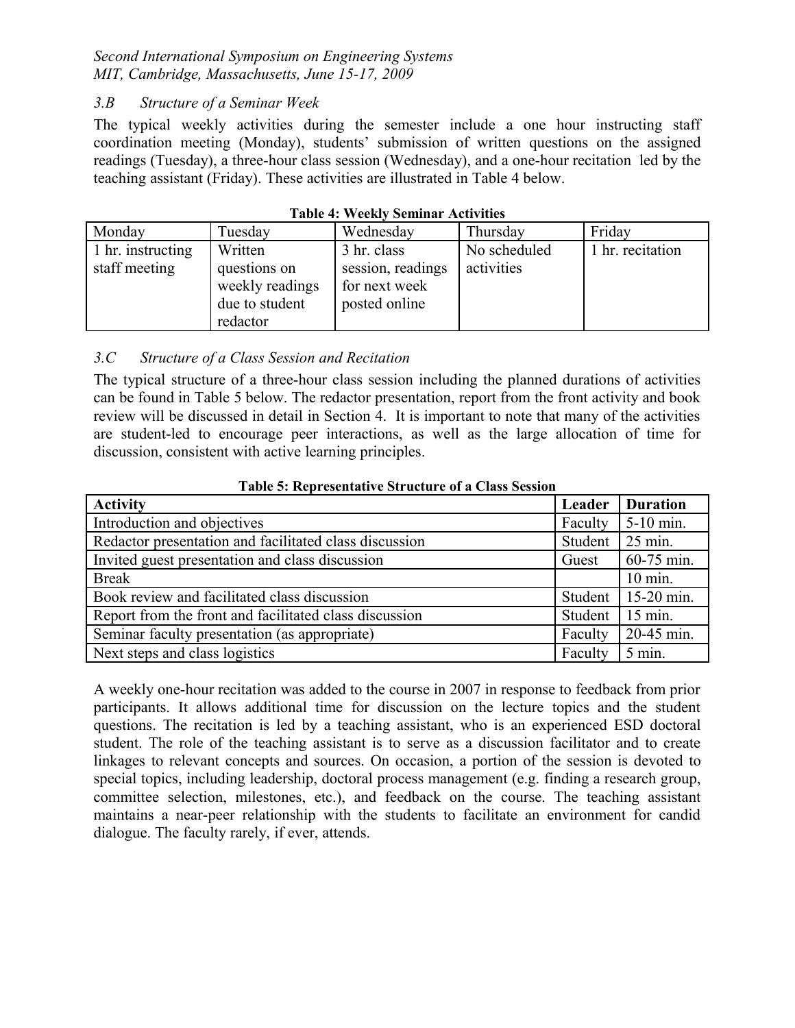### *3.B Structure of a Seminar Week*

The typical weekly activities during the semester include a one hour instructing staff coordination meeting (Monday), students' submission of written questions on the assigned readings (Tuesday), a three-hour class session (Wednesday), and a one-hour recitation led by the teaching assistant (Friday). These activities are illustrated in Table 4 below.

**Table 4: Weekly Seminar Activities**

| Monday | Tuesday | Wednesday | Thursday | Friday |
|---|---|---|---|---|
| 1 hr. instructing staff meeting | Written questions on weekly readings due to student redactor | 3 hr. class session, readings for next week posted online | No scheduled activities | 1 hr. recitation |

### *3.C Structure of a Class Session and Recitation*

The typical structure of a three-hour class session including the planned durations of activities can be found in Table 5 below. The redactor presentation, report from the front activity and book review will be discussed in detail in Section 4. It is important to note that many of the activities are student-led to encourage peer interactions, as well as the large allocation of time for discussion, consistent with active learning principles.

**Table 5: Representative Structure of a Class Session**

| Activity | Leader | Duration |
|---|---|---|
| Introduction and objectives | Faculty | 5-10 min. |
| Redactor presentation and facilitated class discussion | Student | 25 min. |
| Invited guest presentation and class discussion | Guest | 60-75 min. |
| Break | | 10 min. |
| Book review and facilitated class discussion | Student | 15-20 min. |
| Report from the front and facilitated class discussion | Student | 15 min. |
| Seminar faculty presentation (as appropriate) | Faculty | 20-45 min. |
| Next steps and class logistics | Faculty | 5 min. |

A weekly one-hour recitation was added to the course in 2007 in response to feedback from prior participants. It allows additional time for discussion on the lecture topics and the student questions. The recitation is led by a teaching assistant, who is an experienced ESD doctoral student. The role of the teaching assistant is to serve as a discussion facilitator and to create linkages to relevant concepts and sources. On occasion, a portion of the session is devoted to special topics, including leadership, doctoral process management (e.g. finding a research group, committee selection, milestones, etc.), and feedback on the course. The teaching assistant maintains a near-peer relationship with the students to facilitate an environment for candid dialogue. The faculty rarely, if ever, attends.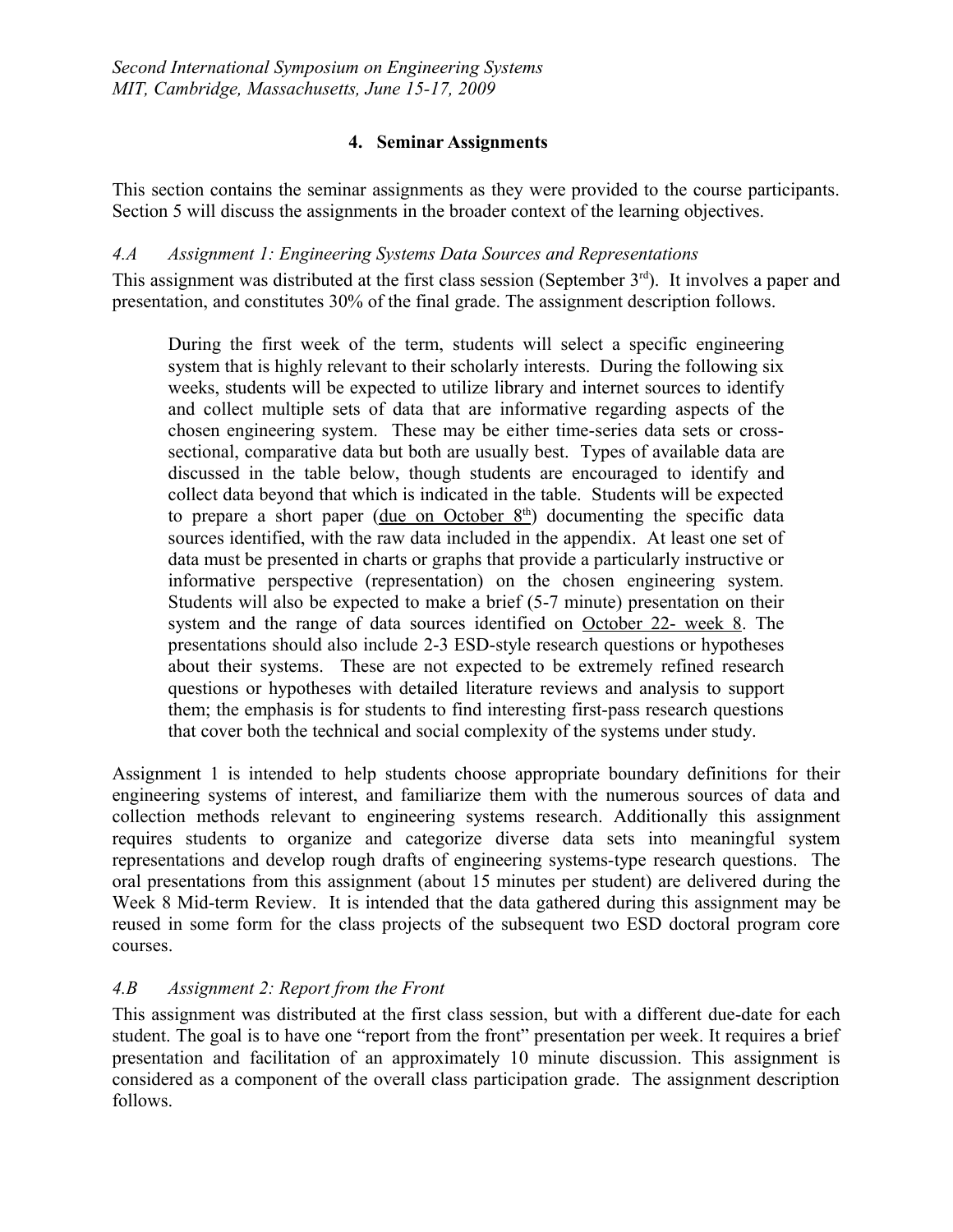## 4. Seminar Assignments

This section contains the seminar assignments as they were provided to the course participants. Section 5 will discuss the assignments in the broader context of the learning objectives.

### *4.A Assignment 1: Engineering Systems Data Sources and Representations*

This assignment was distributed at the first class session (September 3rd). It involves a paper and presentation, and constitutes 30% of the final grade. The assignment description follows.

> During the first week of the term, students will select a specific engineering system that is highly relevant to their scholarly interests. During the following six weeks, students will be expected to utilize library and internet sources to identify and collect multiple sets of data that are informative regarding aspects of the chosen engineering system. These may be either time-series data sets or cross-sectional, comparative data but both are usually best. Types of available data are discussed in the table below, though students are encouraged to identify and collect data beyond that which is indicated in the table. Students will be expected to prepare a short paper (<u>due on October 8th</u>) documenting the specific data sources identified, with the raw data included in the appendix. At least one set of data must be presented in charts or graphs that provide a particularly instructive or informative perspective (representation) on the chosen engineering system. Students will also be expected to make a brief (5-7 minute) presentation on their system and the range of data sources identified on <u>October 22- week 8</u>. The presentations should also include 2-3 ESD-style research questions or hypotheses about their systems. These are not expected to be extremely refined research questions or hypotheses with detailed literature reviews and analysis to support them; the emphasis is for students to find interesting first-pass research questions that cover both the technical and social complexity of the systems under study.

Assignment 1 is intended to help students choose appropriate boundary definitions for their engineering systems of interest, and familiarize them with the numerous sources of data and collection methods relevant to engineering systems research. Additionally this assignment requires students to organize and categorize diverse data sets into meaningful system representations and develop rough drafts of engineering systems-type research questions. The oral presentations from this assignment (about 15 minutes per student) are delivered during the Week 8 Mid-term Review. It is intended that the data gathered during this assignment may be reused in some form for the class projects of the subsequent two ESD doctoral program core courses.

### *4.B Assignment 2: Report from the Front*

This assignment was distributed at the first class session, but with a different due-date for each student. The goal is to have one "report from the front" presentation per week. It requires a brief presentation and facilitation of an approximately 10 minute discussion. This assignment is considered as a component of the overall class participation grade. The assignment description follows.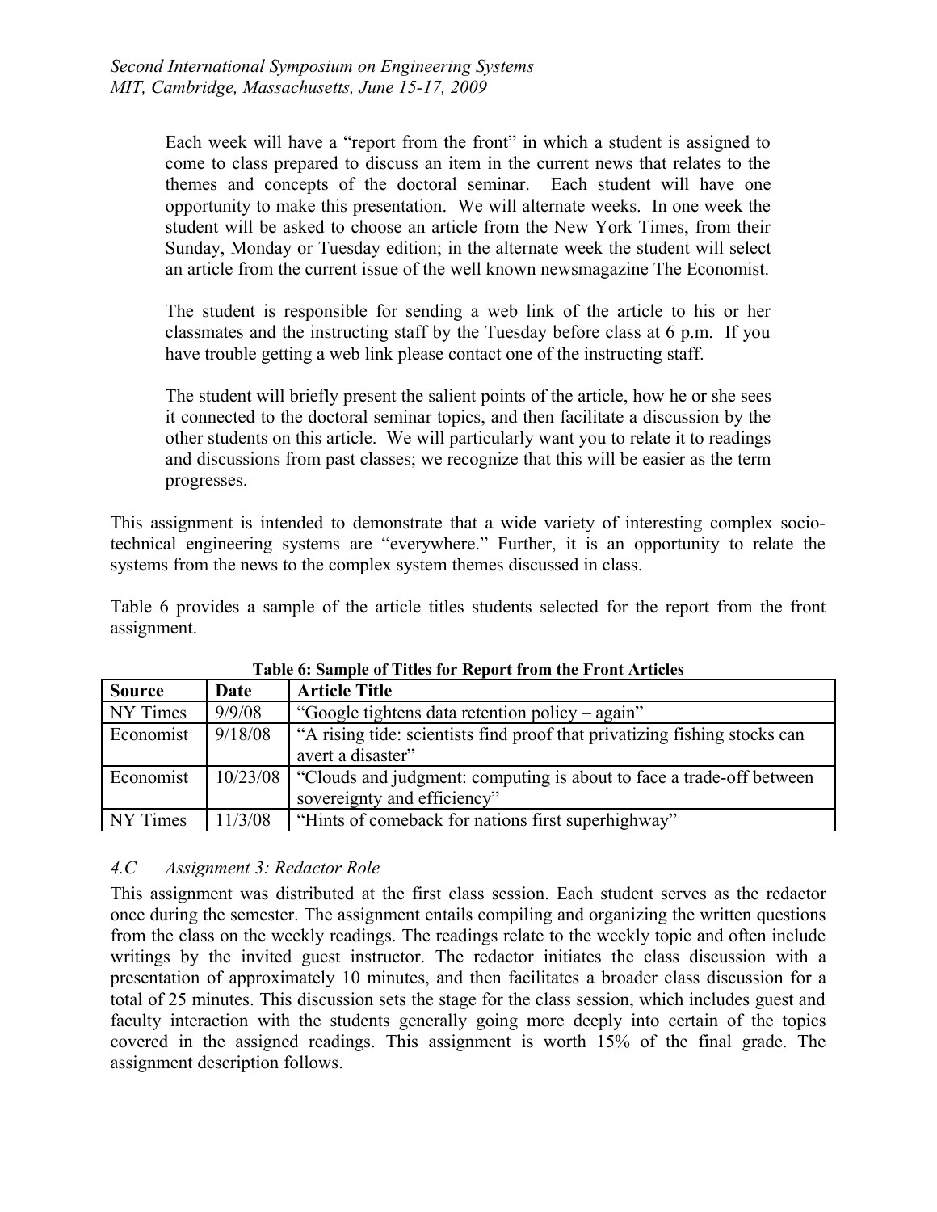> Each week will have a "report from the front" in which a student is assigned to come to class prepared to discuss an item in the current news that relates to the themes and concepts of the doctoral seminar. Each student will have one opportunity to make this presentation. We will alternate weeks. In one week the student will be asked to choose an article from the New York Times, from their Sunday, Monday or Tuesday edition; in the alternate week the student will select an article from the current issue of the well known newsmagazine The Economist.
>
> The student is responsible for sending a web link of the article to his or her classmates and the instructing staff by the Tuesday before class at 6 p.m. If you have trouble getting a web link please contact one of the instructing staff.
>
> The student will briefly present the salient points of the article, how he or she sees it connected to the doctoral seminar topics, and then facilitate a discussion by the other students on this article. We will particularly want you to relate it to readings and discussions from past classes; we recognize that this will be easier as the term progresses.

This assignment is intended to demonstrate that a wide variety of interesting complex socio-technical engineering systems are "everywhere." Further, it is an opportunity to relate the systems from the news to the complex system themes discussed in class.

Table 6 provides a sample of the article titles students selected for the report from the front assignment.

**Table 6: Sample of Titles for Report from the Front Articles**

| Source | Date | Article Title |
|---|---|---|
| NY Times | 9/9/08 | "Google tightens data retention policy – again" |
| Economist | 9/18/08 | "A rising tide: scientists find proof that privatizing fishing stocks can avert a disaster" |
| Economist | 10/23/08 | "Clouds and judgment: computing is about to face a trade-off between sovereignty and efficiency" |
| NY Times | 11/3/08 | "Hints of comeback for nations first superhighway" |

### *4.C Assignment 3: Redactor Role*

This assignment was distributed at the first class session. Each student serves as the redactor once during the semester. The assignment entails compiling and organizing the written questions from the class on the weekly readings. The readings relate to the weekly topic and often include writings by the invited guest instructor. The redactor initiates the class discussion with a presentation of approximately 10 minutes, and then facilitates a broader class discussion for a total of 25 minutes. This discussion sets the stage for the class session, which includes guest and faculty interaction with the students generally going more deeply into certain of the topics covered in the assigned readings. This assignment is worth 15% of the final grade. The assignment description follows.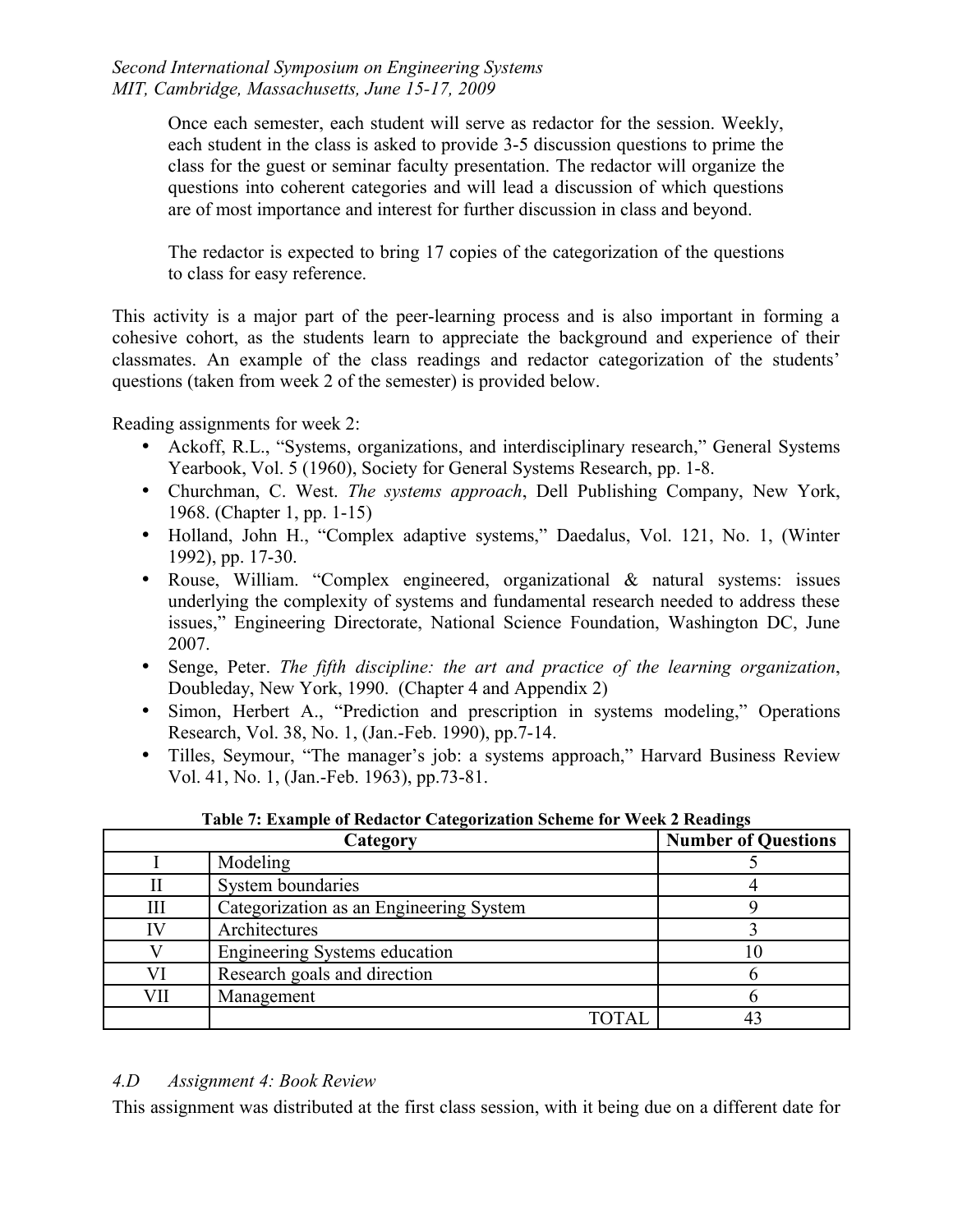> Once each semester, each student will serve as redactor for the session. Weekly, each student in the class is asked to provide 3-5 discussion questions to prime the class for the guest or seminar faculty presentation. The redactor will organize the questions into coherent categories and will lead a discussion of which questions are of most importance and interest for further discussion in class and beyond.
>
> The redactor is expected to bring 17 copies of the categorization of the questions to class for easy reference.

This activity is a major part of the peer-learning process and is also important in forming a cohesive cohort, as the students learn to appreciate the background and experience of their classmates. An example of the class readings and redactor categorization of the students' questions (taken from week 2 of the semester) is provided below.

Reading assignments for week 2:

- Ackoff, R.L., "Systems, organizations, and interdisciplinary research," General Systems Yearbook, Vol. 5 (1960), Society for General Systems Research, pp. 1-8.
- Churchman, C. West. *The systems approach*, Dell Publishing Company, New York, 1968. (Chapter 1, pp. 1-15)
- Holland, John H., "Complex adaptive systems," Daedalus, Vol. 121, No. 1, (Winter 1992), pp. 17-30.
- Rouse, William. "Complex engineered, organizational & natural systems: issues underlying the complexity of systems and fundamental research needed to address these issues," Engineering Directorate, National Science Foundation, Washington DC, June 2007.
- Senge, Peter. *The fifth discipline: the art and practice of the learning organization*, Doubleday, New York, 1990. (Chapter 4 and Appendix 2)
- Simon, Herbert A., "Prediction and prescription in systems modeling," Operations Research, Vol. 38, No. 1, (Jan.-Feb. 1990), pp.7-14.
- Tilles, Seymour, "The manager's job: a systems approach," Harvard Business Review Vol. 41, No. 1, (Jan.-Feb. 1963), pp.73-81.

**Table 7: Example of Redactor Categorization Scheme for Week 2 Readings**

| Category | | Number of Questions |
|---|---|---|
| I | Modeling | 5 |
| II | System boundaries | 4 |
| III | Categorization as an Engineering System | 9 |
| IV | Architectures | 3 |
| V | Engineering Systems education | 10 |
| VI | Research goals and direction | 6 |
| VII | Management | 6 |
| | TOTAL | 43 |

### *4.D Assignment 4: Book Review*

This assignment was distributed at the first class session, with it being due on a different date for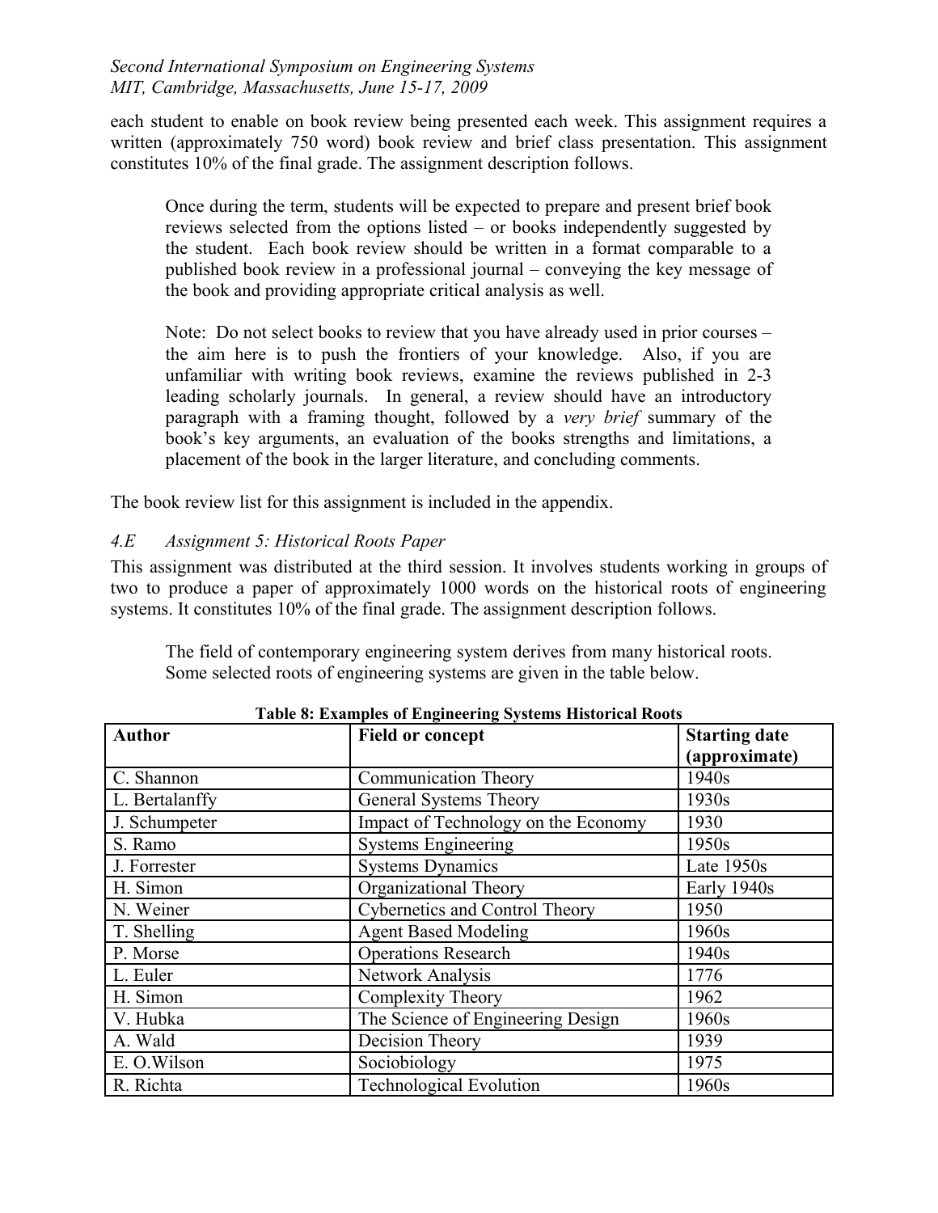each student to enable on book review being presented each week. This assignment requires a written (approximately 750 word) book review and brief class presentation. This assignment constitutes 10% of the final grade. The assignment description follows.

> Once during the term, students will be expected to prepare and present brief book reviews selected from the options listed – or books independently suggested by the student. Each book review should be written in a format comparable to a published book review in a professional journal – conveying the key message of the book and providing appropriate critical analysis as well.
>
> Note: Do not select books to review that you have already used in prior courses – the aim here is to push the frontiers of your knowledge. Also, if you are unfamiliar with writing book reviews, examine the reviews published in 2-3 leading scholarly journals. In general, a review should have an introductory paragraph with a framing thought, followed by a *very brief* summary of the book's key arguments, an evaluation of the books strengths and limitations, a placement of the book in the larger literature, and concluding comments.

The book review list for this assignment is included in the appendix.

### *4.E Assignment 5: Historical Roots Paper*

This assignment was distributed at the third session. It involves students working in groups of two to produce a paper of approximately 1000 words on the historical roots of engineering systems. It constitutes 10% of the final grade. The assignment description follows.

> The field of contemporary engineering system derives from many historical roots. Some selected roots of engineering systems are given in the table below.

**Table 8: Examples of Engineering Systems Historical Roots**

| **Author** | **Field or concept** | **Starting date (approximate)** |
|---|---|---|
| C. Shannon | Communication Theory | 1940s |
| L. Bertalanffy | General Systems Theory | 1930s |
| J. Schumpeter | Impact of Technology on the Economy | 1930 |
| S. Ramo | Systems Engineering | 1950s |
| J. Forrester | Systems Dynamics | Late 1950s |
| H. Simon | Organizational Theory | Early 1940s |
| N. Weiner | Cybernetics and Control Theory | 1950 |
| T. Shelling | Agent Based Modeling | 1960s |
| P. Morse | Operations Research | 1940s |
| L. Euler | Network Analysis | 1776 |
| H. Simon | Complexity Theory | 1962 |
| V. Hubka | The Science of Engineering Design | 1960s |
| A. Wald | Decision Theory | 1939 |
| E. O.Wilson | Sociobiology | 1975 |
| R. Richta | Technological Evolution | 1960s |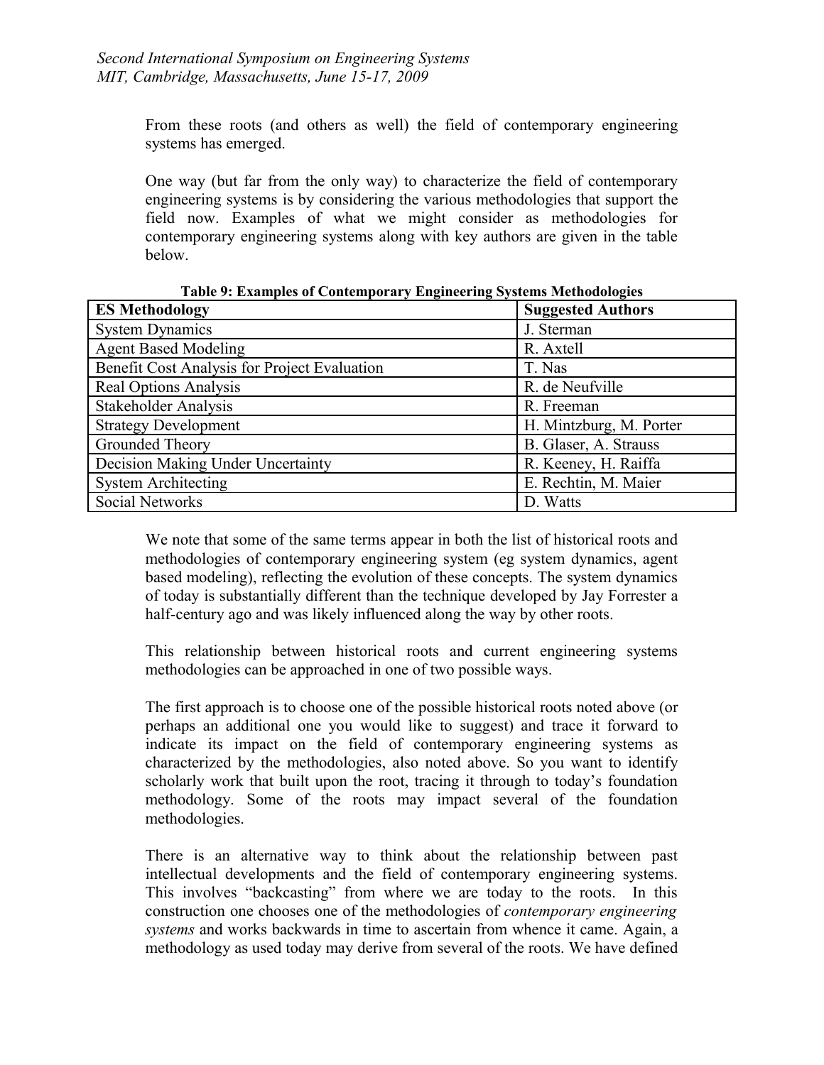From these roots (and others as well) the field of contemporary engineering systems has emerged.

One way (but far from the only way) to characterize the field of contemporary engineering systems is by considering the various methodologies that support the field now. Examples of what we might consider as methodologies for contemporary engineering systems along with key authors are given in the table below.

**Table 9: Examples of Contemporary Engineering Systems Methodologies**

| ES Methodology | Suggested Authors |
|---|---|
| System Dynamics | J. Sterman |
| Agent Based Modeling | R. Axtell |
| Benefit Cost Analysis for Project Evaluation | T. Nas |
| Real Options Analysis | R. de Neufville |
| Stakeholder Analysis | R. Freeman |
| Strategy Development | H. Mintzburg, M. Porter |
| Grounded Theory | B. Glaser, A. Strauss |
| Decision Making Under Uncertainty | R. Keeney, H. Raiffa |
| System Architecting | E. Rechtin, M. Maier |
| Social Networks | D. Watts |

We note that some of the same terms appear in both the list of historical roots and methodologies of contemporary engineering system (eg system dynamics, agent based modeling), reflecting the evolution of these concepts. The system dynamics of today is substantially different than the technique developed by Jay Forrester a half-century ago and was likely influenced along the way by other roots.

This relationship between historical roots and current engineering systems methodologies can be approached in one of two possible ways.

The first approach is to choose one of the possible historical roots noted above (or perhaps an additional one you would like to suggest) and trace it forward to indicate its impact on the field of contemporary engineering systems as characterized by the methodologies, also noted above. So you want to identify scholarly work that built upon the root, tracing it through to today's foundation methodology. Some of the roots may impact several of the foundation methodologies.

There is an alternative way to think about the relationship between past intellectual developments and the field of contemporary engineering systems. This involves "backcasting" from where we are today to the roots. In this construction one chooses one of the methodologies of *contemporary engineering systems* and works backwards in time to ascertain from whence it came. Again, a methodology as used today may derive from several of the roots. We have defined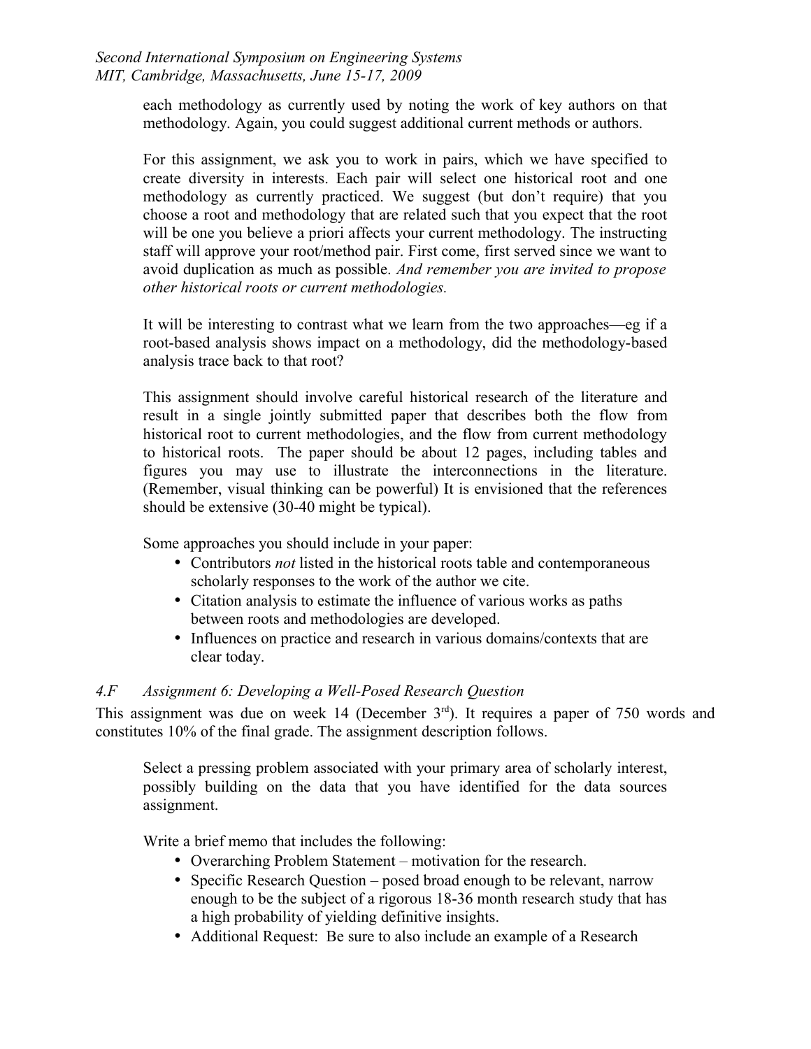each methodology as currently used by noting the work of key authors on that methodology. Again, you could suggest additional current methods or authors.

For this assignment, we ask you to work in pairs, which we have specified to create diversity in interests. Each pair will select one historical root and one methodology as currently practiced. We suggest (but don't require) that you choose a root and methodology that are related such that you expect that the root will be one you believe a priori affects your current methodology. The instructing staff will approve your root/method pair. First come, first served since we want to avoid duplication as much as possible. *And remember you are invited to propose other historical roots or current methodologies.*

It will be interesting to contrast what we learn from the two approaches—eg if a root-based analysis shows impact on a methodology, did the methodology-based analysis trace back to that root?

This assignment should involve careful historical research of the literature and result in a single jointly submitted paper that describes both the flow from historical root to current methodologies, and the flow from current methodology to historical roots. The paper should be about 12 pages, including tables and figures you may use to illustrate the interconnections in the literature. (Remember, visual thinking can be powerful) It is envisioned that the references should be extensive (30-40 might be typical).

Some approaches you should include in your paper:

- Contributors *not* listed in the historical roots table and contemporaneous scholarly responses to the work of the author we cite.
- Citation analysis to estimate the influence of various works as paths between roots and methodologies are developed.
- Influences on practice and research in various domains/contexts that are clear today.

### *4.F Assignment 6: Developing a Well-Posed Research Question*

This assignment was due on week 14 (December 3rd). It requires a paper of 750 words and constitutes 10% of the final grade. The assignment description follows.

Select a pressing problem associated with your primary area of scholarly interest, possibly building on the data that you have identified for the data sources assignment.

Write a brief memo that includes the following:

- Overarching Problem Statement – motivation for the research.
- Specific Research Question – posed broad enough to be relevant, narrow enough to be the subject of a rigorous 18-36 month research study that has a high probability of yielding definitive insights.
- Additional Request: Be sure to also include an example of a Research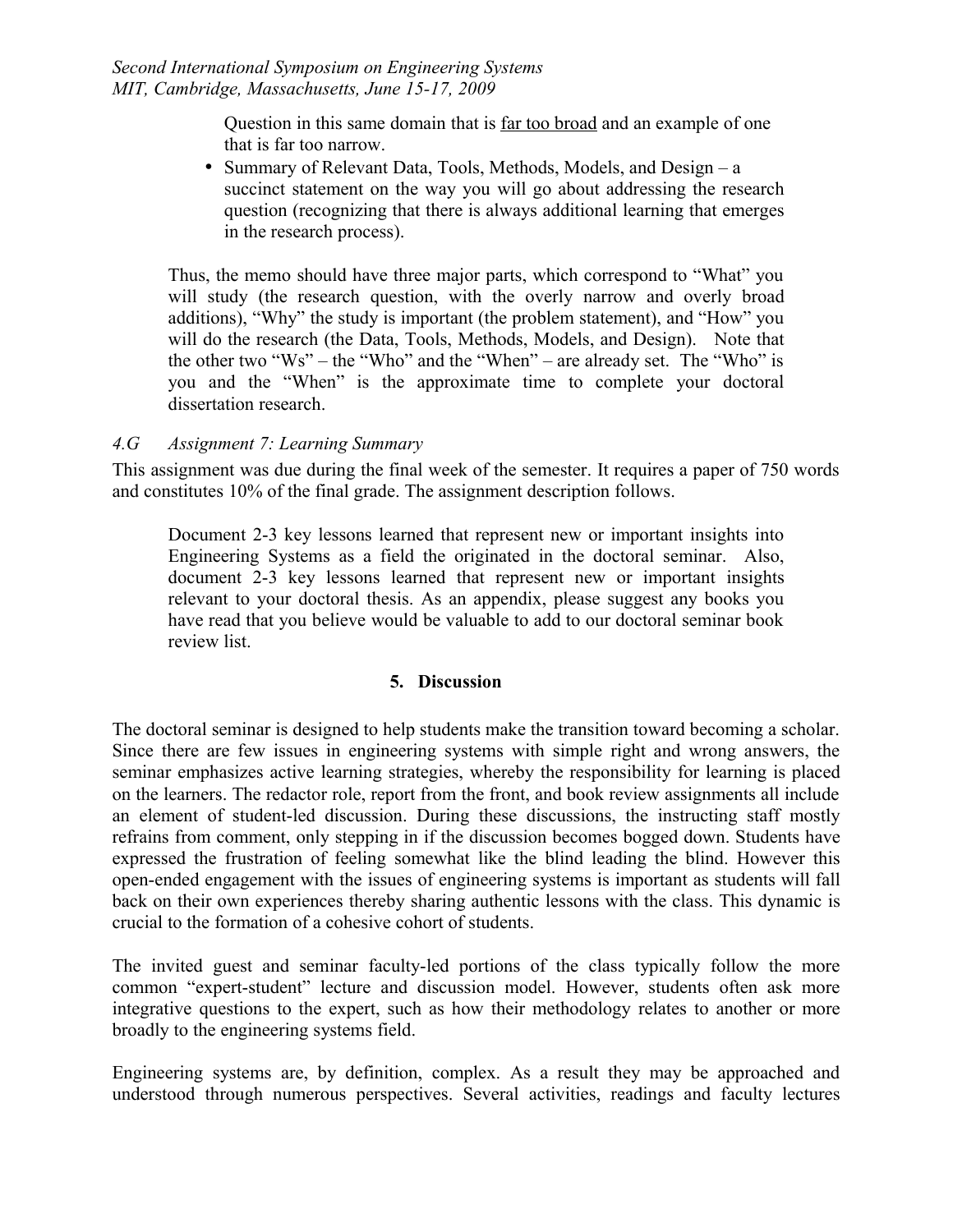Question in this same domain that is far too broad and an example of one that is far too narrow.

- Summary of Relevant Data, Tools, Methods, Models, and Design – a succinct statement on the way you will go about addressing the research question (recognizing that there is always additional learning that emerges in the research process).

Thus, the memo should have three major parts, which correspond to "What" you will study (the research question, with the overly narrow and overly broad additions), "Why" the study is important (the problem statement), and "How" you will do the research (the Data, Tools, Methods, Models, and Design). Note that the other two "Ws" – the "Who" and the "When" – are already set. The "Who" is you and the "When" is the approximate time to complete your doctoral dissertation research.

### *4.G Assignment 7: Learning Summary*

This assignment was due during the final week of the semester. It requires a paper of 750 words and constitutes 10% of the final grade. The assignment description follows.

> Document 2-3 key lessons learned that represent new or important insights into Engineering Systems as a field the originated in the doctoral seminar. Also, document 2-3 key lessons learned that represent new or important insights relevant to your doctoral thesis. As an appendix, please suggest any books you have read that you believe would be valuable to add to our doctoral seminar book review list.

## 5. Discussion

The doctoral seminar is designed to help students make the transition toward becoming a scholar. Since there are few issues in engineering systems with simple right and wrong answers, the seminar emphasizes active learning strategies, whereby the responsibility for learning is placed on the learners. The redactor role, report from the front, and book review assignments all include an element of student-led discussion. During these discussions, the instructing staff mostly refrains from comment, only stepping in if the discussion becomes bogged down. Students have expressed the frustration of feeling somewhat like the blind leading the blind. However this open-ended engagement with the issues of engineering systems is important as students will fall back on their own experiences thereby sharing authentic lessons with the class. This dynamic is crucial to the formation of a cohesive cohort of students.

The invited guest and seminar faculty-led portions of the class typically follow the more common "expert-student" lecture and discussion model. However, students often ask more integrative questions to the expert, such as how their methodology relates to another or more broadly to the engineering systems field.

Engineering systems are, by definition, complex. As a result they may be approached and understood through numerous perspectives. Several activities, readings and faculty lectures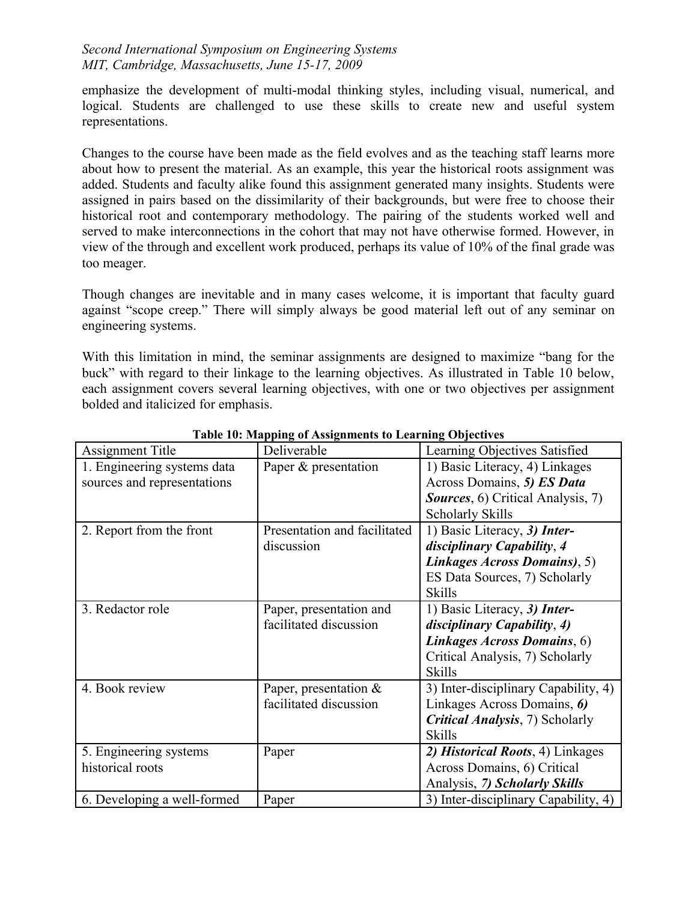emphasize the development of multi-modal thinking styles, including visual, numerical, and logical. Students are challenged to use these skills to create new and useful system representations.

Changes to the course have been made as the field evolves and as the teaching staff learns more about how to present the material. As an example, this year the historical roots assignment was added. Students and faculty alike found this assignment generated many insights. Students were assigned in pairs based on the dissimilarity of their backgrounds, but were free to choose their historical root and contemporary methodology. The pairing of the students worked well and served to make interconnections in the cohort that may not have otherwise formed. However, in view of the through and excellent work produced, perhaps its value of 10% of the final grade was too meager.

Though changes are inevitable and in many cases welcome, it is important that faculty guard against "scope creep." There will simply always be good material left out of any seminar on engineering systems.

With this limitation in mind, the seminar assignments are designed to maximize "bang for the buck" with regard to their linkage to the learning objectives. As illustrated in Table 10 below, each assignment covers several learning objectives, with one or two objectives per assignment bolded and italicized for emphasis.

**Table 10: Mapping of Assignments to Learning Objectives**

| Assignment Title | Deliverable | Learning Objectives Satisfied |
|---|---|---|
| 1. Engineering systems data sources and representations | Paper & presentation | 1) Basic Literacy, 4) Linkages Across Domains, ***5) ES Data Sources***, 6) Critical Analysis, 7) Scholarly Skills |
| 2. Report from the front | Presentation and facilitated discussion | 1) Basic Literacy, ***3) Inter-disciplinary Capability***, ***4 Linkages Across Domains)***, 5) ES Data Sources, 7) Scholarly Skills |
| 3. Redactor role | Paper, presentation and facilitated discussion | 1) Basic Literacy, ***3) Inter-disciplinary Capability***, ***4) Linkages Across Domains***, 6) Critical Analysis, 7) Scholarly Skills |
| 4. Book review | Paper, presentation & facilitated discussion | 3) Inter-disciplinary Capability, 4) Linkages Across Domains, ***6) Critical Analysis***, 7) Scholarly Skills |
| 5. Engineering systems historical roots | Paper | ***2) Historical Roots***, 4) Linkages Across Domains, 6) Critical Analysis, ***7) Scholarly Skills*** |
| 6. Developing a well-formed | Paper | 3) Inter-disciplinary Capability, 4) |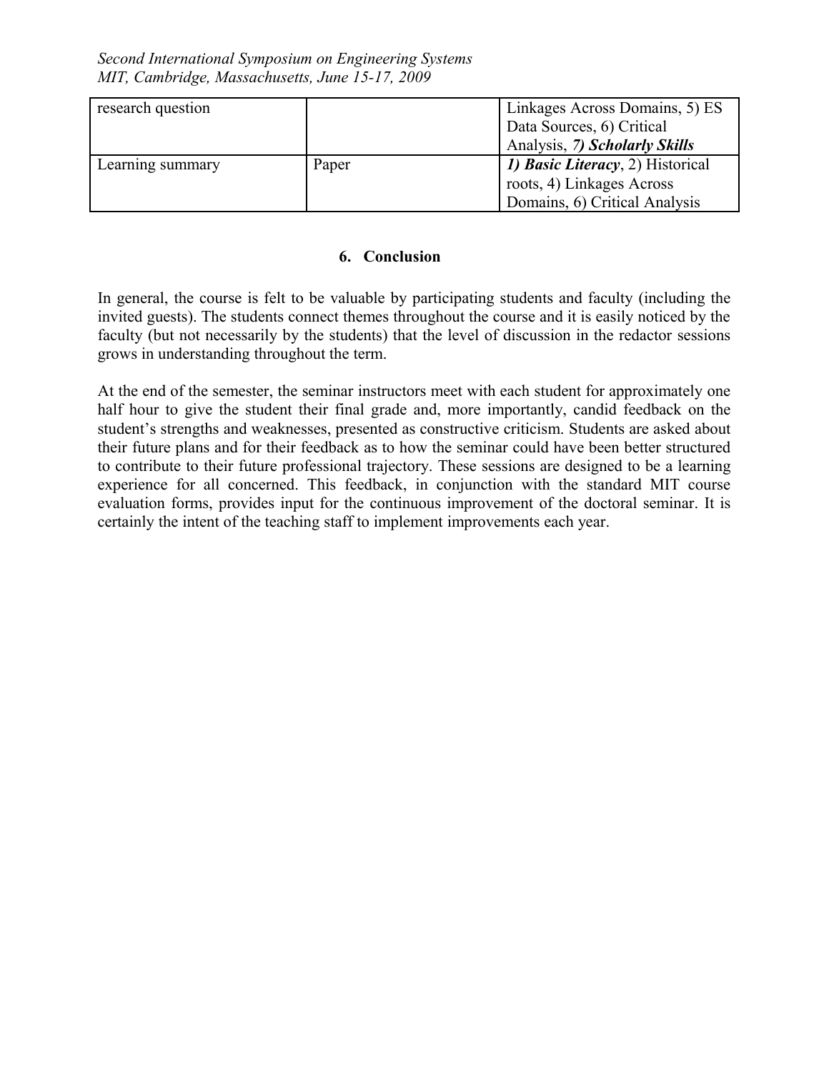| research question | | Linkages Across Domains, 5) ES Data Sources, 6) Critical Analysis, ***7) Scholarly Skills*** |
|---|---|---|
| Learning summary | Paper | ***1) Basic Literacy***, 2) Historical roots, 4) Linkages Across Domains, 6) Critical Analysis |

## 6. Conclusion

In general, the course is felt to be valuable by participating students and faculty (including the invited guests). The students connect themes throughout the course and it is easily noticed by the faculty (but not necessarily by the students) that the level of discussion in the redactor sessions grows in understanding throughout the term.

At the end of the semester, the seminar instructors meet with each student for approximately one half hour to give the student their final grade and, more importantly, candid feedback on the student's strengths and weaknesses, presented as constructive criticism. Students are asked about their future plans and for their feedback as to how the seminar could have been better structured to contribute to their future professional trajectory. These sessions are designed to be a learning experience for all concerned. This feedback, in conjunction with the standard MIT course evaluation forms, provides input for the continuous improvement of the doctoral seminar. It is certainly the intent of the teaching staff to implement improvements each year.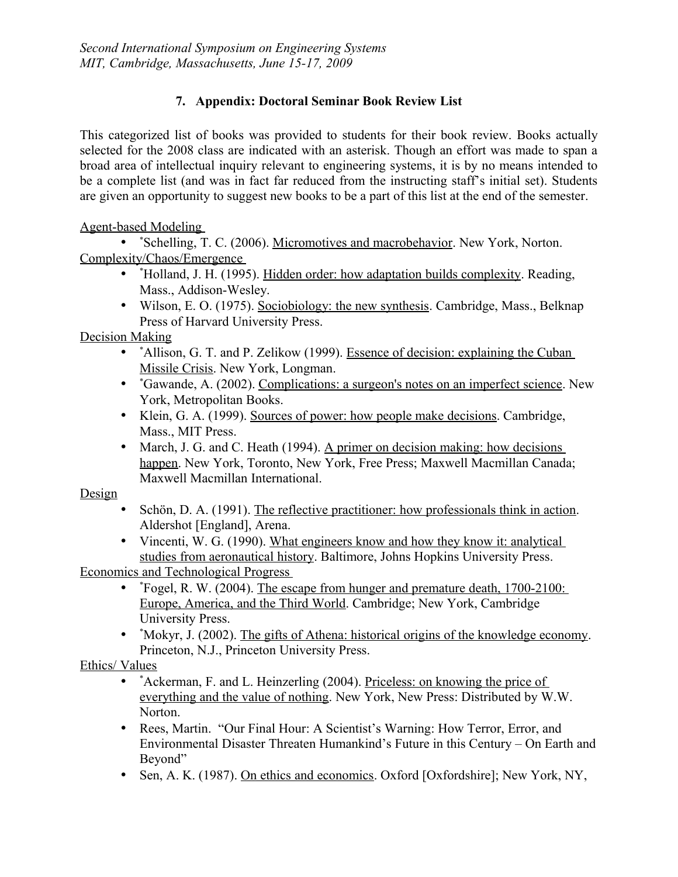## 7. Appendix: Doctoral Seminar Book Review List

This categorized list of books was provided to students for their book review. Books actually selected for the 2008 class are indicated with an asterisk. Though an effort was made to span a broad area of intellectual inquiry relevant to engineering systems, it is by no means intended to be a complete list (and was in fact far reduced from the instructing staff's initial set). Students are given an opportunity to suggest new books to be a part of this list at the end of the semester.

Agent-based Modeling

- *Schelling, T. C. (2006). Micromotives and macrobehavior. New York, Norton.

Complexity/Chaos/Emergence

- *Holland, J. H. (1995). Hidden order: how adaptation builds complexity. Reading, Mass., Addison-Wesley.
- Wilson, E. O. (1975). Sociobiology: the new synthesis. Cambridge, Mass., Belknap Press of Harvard University Press.

Decision Making

- *Allison, G. T. and P. Zelikow (1999). Essence of decision: explaining the Cuban Missile Crisis. New York, Longman.
- *Gawande, A. (2002). Complications: a surgeon's notes on an imperfect science. New York, Metropolitan Books.
- Klein, G. A. (1999). Sources of power: how people make decisions. Cambridge, Mass., MIT Press.
- March, J. G. and C. Heath (1994). A primer on decision making: how decisions happen. New York, Toronto, New York, Free Press; Maxwell Macmillan Canada; Maxwell Macmillan International.

Design

- Schön, D. A. (1991). The reflective practitioner: how professionals think in action. Aldershot [England], Arena.
- Vincenti, W. G. (1990). What engineers know and how they know it: analytical studies from aeronautical history. Baltimore, Johns Hopkins University Press.

Economics and Technological Progress

- *Fogel, R. W. (2004). The escape from hunger and premature death, 1700-2100: Europe, America, and the Third World. Cambridge; New York, Cambridge University Press.
- *Mokyr, J. (2002). The gifts of Athena: historical origins of the knowledge economy. Princeton, N.J., Princeton University Press.

Ethics/ Values

- *Ackerman, F. and L. Heinzerling (2004). Priceless: on knowing the price of everything and the value of nothing. New York, New Press: Distributed by W.W. Norton.
- Rees, Martin. "Our Final Hour: A Scientist's Warning: How Terror, Error, and Environmental Disaster Threaten Humankind's Future in this Century – On Earth and Beyond"
- Sen, A. K. (1987). On ethics and economics. Oxford [Oxfordshire]; New York, NY,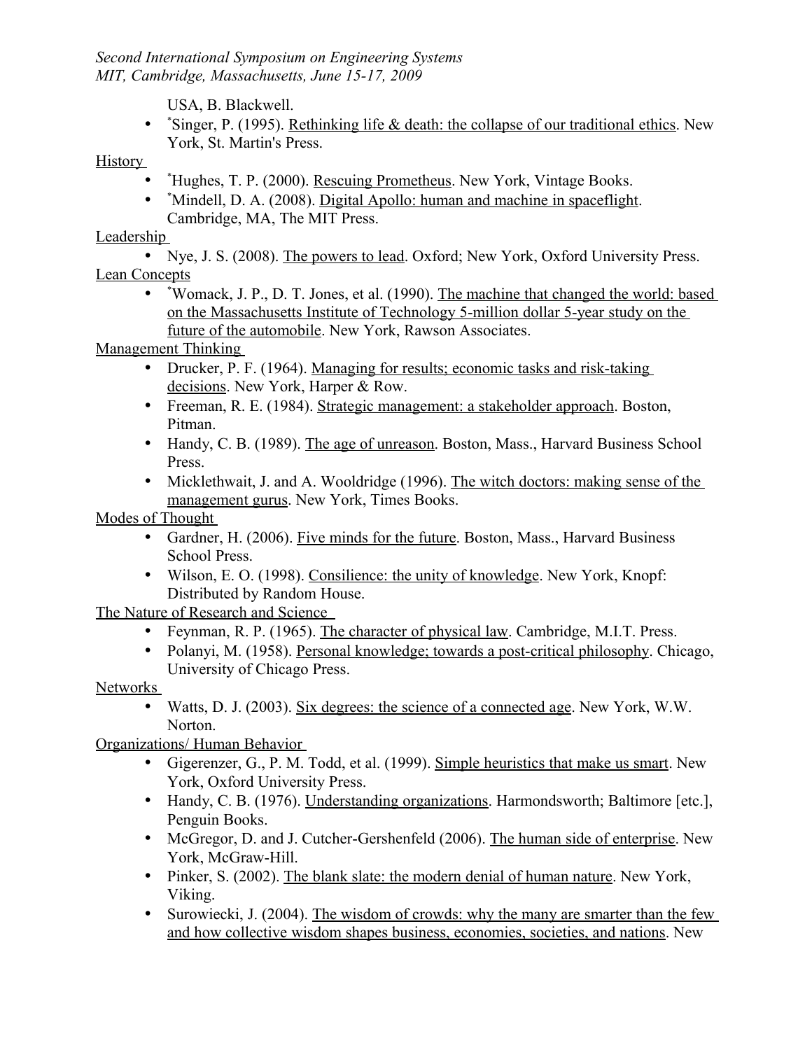USA, B. Blackwell.

- *Singer, P. (1995). Rethinking life & death: the collapse of our traditional ethics. New York, St. Martin's Press.

History

- *Hughes, T. P. (2000). Rescuing Prometheus. New York, Vintage Books.
- *Mindell, D. A. (2008). Digital Apollo: human and machine in spaceflight. Cambridge, MA, The MIT Press.

Leadership

- Nye, J. S. (2008). The powers to lead. Oxford; New York, Oxford University Press.

Lean Concepts

- *Womack, J. P., D. T. Jones, et al. (1990). The machine that changed the world: based on the Massachusetts Institute of Technology 5-million dollar 5-year study on the future of the automobile. New York, Rawson Associates.

Management Thinking

- Drucker, P. F. (1964). Managing for results; economic tasks and risk-taking decisions. New York, Harper & Row.
- Freeman, R. E. (1984). Strategic management: a stakeholder approach. Boston, Pitman.
- Handy, C. B. (1989). The age of unreason. Boston, Mass., Harvard Business School Press.
- Micklethwait, J. and A. Wooldridge (1996). The witch doctors: making sense of the management gurus. New York, Times Books.

Modes of Thought

- Gardner, H. (2006). Five minds for the future. Boston, Mass., Harvard Business School Press.
- Wilson, E. O. (1998). Consilience: the unity of knowledge. New York, Knopf: Distributed by Random House.

The Nature of Research and Science

- Feynman, R. P. (1965). The character of physical law. Cambridge, M.I.T. Press.
- Polanyi, M. (1958). Personal knowledge; towards a post-critical philosophy. Chicago, University of Chicago Press.

Networks

- Watts, D. J. (2003). Six degrees: the science of a connected age. New York, W.W. Norton.

Organizations/ Human Behavior

- Gigerenzer, G., P. M. Todd, et al. (1999). Simple heuristics that make us smart. New York, Oxford University Press.
- Handy, C. B. (1976). Understanding organizations. Harmondsworth; Baltimore [etc.], Penguin Books.
- McGregor, D. and J. Cutcher-Gershenfeld (2006). The human side of enterprise. New York, McGraw-Hill.
- Pinker, S. (2002). The blank slate: the modern denial of human nature. New York, Viking.
- Surowiecki, J. (2004). The wisdom of crowds: why the many are smarter than the few and how collective wisdom shapes business, economies, societies, and nations. New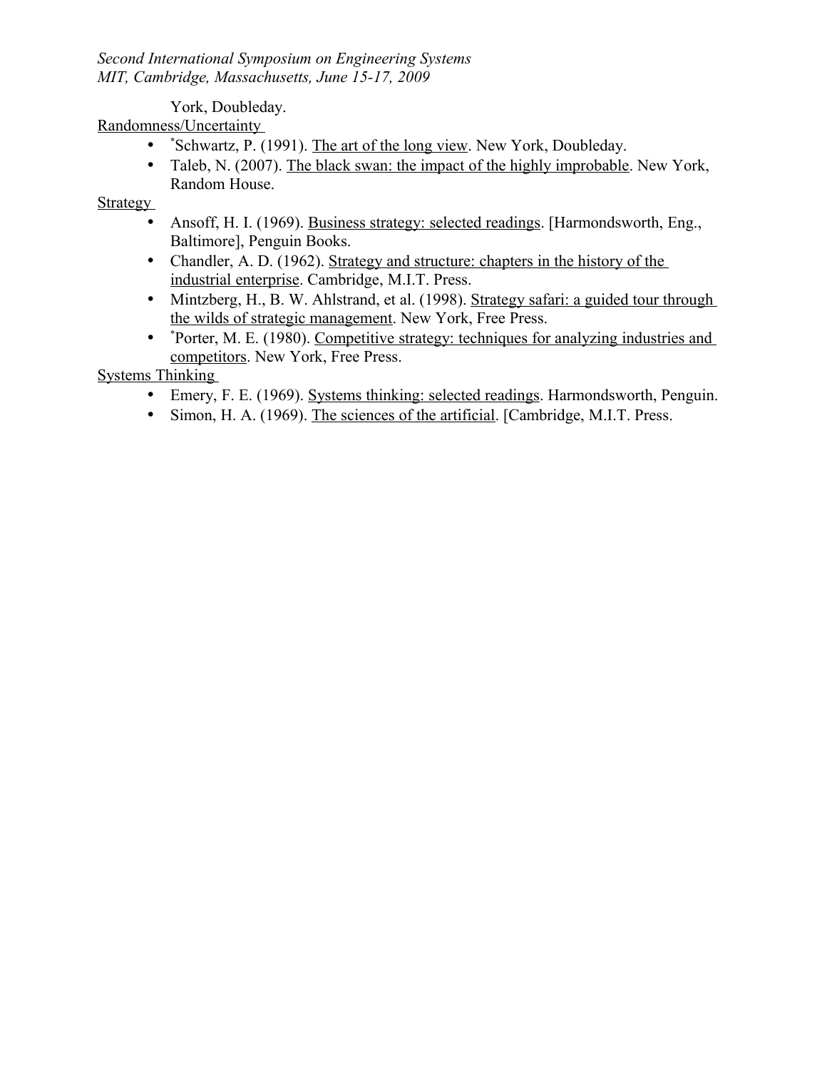York, Doubleday.

Randomness/Uncertainty

- *Schwartz, P. (1991). The art of the long view. New York, Doubleday.
- Taleb, N. (2007). The black swan: the impact of the highly improbable. New York, Random House.

Strategy

- Ansoff, H. I. (1969). Business strategy: selected readings. [Harmondsworth, Eng., Baltimore], Penguin Books.
- Chandler, A. D. (1962). Strategy and structure: chapters in the history of the industrial enterprise. Cambridge, M.I.T. Press.
- Mintzberg, H., B. W. Ahlstrand, et al. (1998). Strategy safari: a guided tour through the wilds of strategic management. New York, Free Press.
- *Porter, M. E. (1980). Competitive strategy: techniques for analyzing industries and competitors. New York, Free Press.

Systems Thinking

- Emery, F. E. (1969). Systems thinking: selected readings. Harmondsworth, Penguin.
- Simon, H. A. (1969). The sciences of the artificial. [Cambridge, M.I.T. Press.